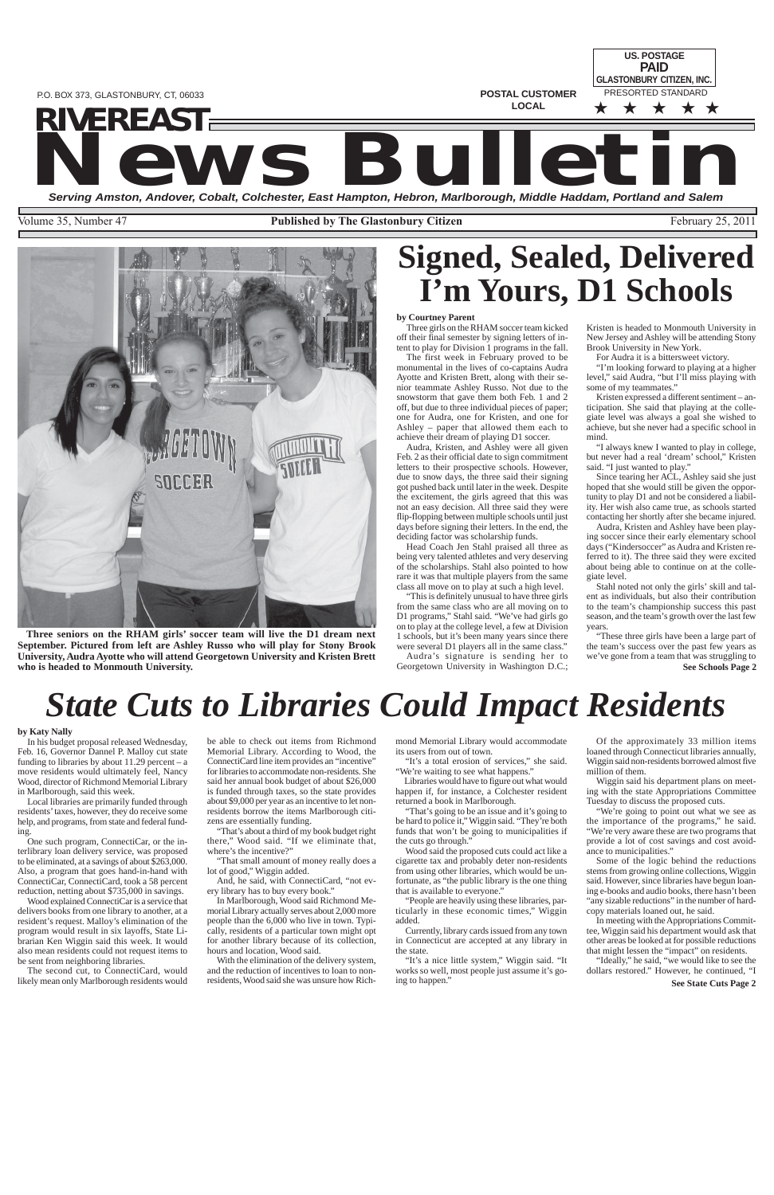P.O. BOX 373, GLASTONBURY, CT, 06033

POSTAL CUSTOMER LOCAL

US. POSTAGE PAID GLASTONBURY CITIZEN, INC. PRESORTED STANDARD

# RIVEREAST News Bulletin

*Serving Amston, Andover, Cobalt, Colchester, East Hampton, Hebron, Marlborough, Middle Haddam, Portland and Salem*

Volume 35, Number 47 — **Published by The Glastonbury Citizen** — February 25, 2011

**Three seniors on the RHAM girls' soccer team will live the D1 dream next September. Pictured from left are Ashley Russo who will play for Stony Brook University, Audra Ayotte who will attend Georgetown University and Kristen Brett who is headed to Monmouth University.**

# Signed, Sealed, Delivered I'm Yours, D1 Schools

**by Courtney Parent**

Three girls on the RHAM soccer team kicked off their final semester by signing letters of intent to play for Division 1 programs in the fall.

The first week in February proved to be monumental in the lives of co-captains Audra Ayotte and Kristen Brett, along with their senior teammate Ashley Russo. Not due to the snowstorm that gave them both Feb. 1 and 2 off, but due to three individual pieces of paper; one for Audra, one for Kristen, and one for Ashley – paper that allowed them each to achieve their dream of playing D1 soccer.

Audra, Kristen, and Ashley were all given Feb. 2 as their official date to sign commitment letters to their prospective schools. However, due to snow days, the three said their signing got pushed back until later in the week. Despite the excitement, the girls agreed that this was not an easy decision. All three said they were flip-flopping between multiple schools until just days before signing their letters. In the end, the deciding factor was scholarship funds.

Head Coach Jen Stahl praised all three as being very talented athletes and very deserving of the scholarships. Stahl also pointed to how rare it was that multiple players from the same class all move on to play at such a high level.

"This is definitely unusual to have three girls from the same class who are all moving on to D1 programs," Stahl said. "We've had girls go on to play at the college level, a few at Division 1 schools, but it's been many years since there were several D1 players all in the same class."

Audra's signature is sending her to Georgetown University in Washington D.C.; Kristen is headed to Monmouth University in New Jersey and Ashley will be attending Stony Brook University in New York.

For Audra it is a bittersweet victory.

"I'm looking forward to playing at a higher level," said Audra, "but I'll miss playing with some of my teammates."

Kristen expressed a different sentiment – anticipation. She said that playing at the collegiate level was always a goal she wished to achieve, but she never had a specific school in mind.

"I always knew I wanted to play in college, but never had a real 'dream' school," Kristen said. "I just wanted to play."

Since tearing her ACL, Ashley said she just hoped that she would still be given the opportunity to play D1 and not be considered a liability. Her wish also came true, as schools started contacting her shortly after she became injured.

Audra, Kristen and Ashley have been playing soccer since their early elementary school days ("Kindersoccer" as Audra and Kristen referred to it). The three said they were excited about being able to continue on at the collegiate level.

Stahl noted not only the girls' skill and talent as individuals, but also their contribution to the team's championship success this past season, and the team's growth over the last few years.

"These three girls have been a large part of the team's success over the past few years as we've gone from a team that was struggling to

**See Schools Page 2**

# *State Cuts to Libraries Could Impact Residents*

**by Katy Nally**

In his budget proposal released Wednesday, Feb. 16, Governor Dannel P. Malloy cut state funding to libraries by about 11.29 percent – a move residents would ultimately feel, Nancy Wood, director of Richmond Memorial Library in Marlborough, said this week.

Local libraries are primarily funded through residents' taxes, however, they do receive some help, and programs, from state and federal funding.

One such program, ConnectiCar, or the interlibrary loan delivery service, was proposed to be eliminated, at a savings of about $263,000. Also, a program that goes hand-in-hand with ConnectiCar, ConnectiCard, took a 58 percent reduction, netting about $735,000 in savings.

Wood explained ConnectiCar is a service that delivers books from one library to another, at a resident's request. Malloy's elimination of the program would result in six layoffs, State Librarian Ken Wiggin said this week. It would also mean residents could not request items to be sent from neighboring libraries.

The second cut, to ConnectiCard, would likely mean only Marlborough residents would be able to check out items from Richmond Memorial Library. According to Wood, the ConnectiCard line item provides an "incentive" for libraries to accommodate non-residents. She said her annual book budget of about $26,000 is funded through taxes, so the state provides about $9,000 per year as an incentive to let non-residents borrow the items Marlborough citizens are essentially funding.

"That's about a third of my book budget right there," Wood said. "If we eliminate that, where's the incentive?"

"That small amount of money really does a lot of good," Wiggin added.

And, he said, with ConnectiCard, "not every library has to buy every book."

In Marlborough, Wood said Richmond Memorial Library actually serves about 2,000 more people than the 6,000 who live in town. Typically, residents of a particular town might opt for another library because of its collection, hours and location, Wood said.

With the elimination of the delivery system, and the reduction of incentives to loan to non-residents, Wood said she was unsure how Richmond Memorial Library would accommodate its users from out of town.

"It's a total erosion of services," she said. "We're waiting to see what happens."

Libraries would have to figure out what would happen if, for instance, a Colchester resident returned a book in Marlborough.

"That's going to be an issue and it's going to be hard to police it," Wiggin said. "They're both funds that won't be going to municipalities if the cuts go through."

Wood said the proposed cuts could act like a cigarette tax and probably deter non-residents from using other libraries, which would be unfortunate, as "the public library is the one thing that is available to everyone."

"People are heavily using these libraries, particularly in these economic times," Wiggin added.

Currently, library cards issued from any town in Connecticut are accepted at any library in the state.

"It's a nice little system," Wiggin said. "It works so well, most people just assume it's going to happen."

Of the approximately 33 million items loaned through Connecticut libraries annually, Wiggin said non-residents borrowed almost five million of them.

Wiggin said his department plans on meeting with the state Appropriations Committee Tuesday to discuss the proposed cuts.

"We're going to point out what we see as the importance of the programs," he said. "We're very aware these are two programs that provide a lot of cost savings and cost avoidance to municipalities."

Some of the logic behind the reductions stems from growing online collections, Wiggin said. However, since libraries have begun loaning e-books and audio books, there hasn't been "any sizable reductions" in the number of hard-copy materials loaned out, he said.

In meeting with the Appropriations Committee, Wiggin said his department would ask that other areas be looked at for possible reductions that might lessen the "impact" on residents.

"Ideally," he said, "we would like to see the dollars restored." However, he continued, "I

**See State Cuts Page 2**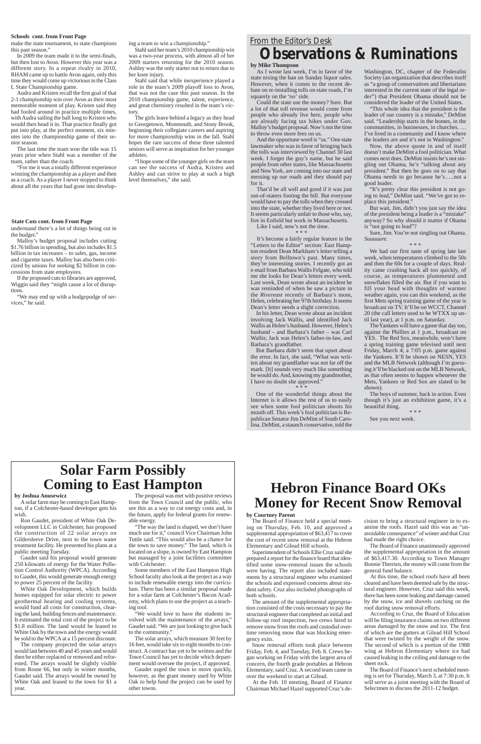**Schools cont. from Front Page**

make the state tournament, to state champions this past season."

In 2009 the team made it to the semi-finals, but then lost to Avon. However this year was a different story. In a repeat rivalry in 2010, RHAM came up to battle Avon again, only this time they would come up victorious in the Class L State Championship game.

Audra and Kristen recall the first goal of that 2-1 championship win over Avon as their most memorable moment of play. Kristen said they had fooled around in practice multiple times, with Audra sailing the ball long to Kristen who would then head it in. That practice finally got put into play, at the perfect moment, six minutes into the championship game of their senior season.

The last time the team won the title was 15 years prior when Stahl was a member of the team, rather than the coach.

"For me it was a totally different experience winning the championship as a player and then as a coach. As a player I never stopped to think about all the years that had gone into developing a team to win a championship."

Stahl said her team's 2010 championship win was a two-year process, with almost all of her 2009 starters returning for the 2010 season. Ashley was the only starter not to return due to her knee injury.

Stahl said that while inexperience played a role in the team's 2009 playoff loss to Avon, that was not the case this past season. In the 2010 championship game, talent, experience, and great chemistry resulted in the team's victory.

The girls leave behind a legacy as they head to Georgetown, Monmouth, and Stony Brook, beginning their collegiate careers and aspiring for more championship wins in the fall. Stahl hopes the rare success of these three talented seniors will serve as inspiration for her younger athletes.

"I hope some of the younger girls on the team can see the success of Audra, Kristen and Ashley and can strive to play at such a high level themselves," she said.

**State Cuts cont. from Front Page**

understand there's a lot of things being cut in the budget."

Malloy's budget proposal includes cutting $1.76 billion in spending, but also includes $1.5 billion in tax increases – to sales, gas, income and cigarette taxes. Malloy has also been criticized by unions for seeking $2 billion in concessions from state employees.

If the proposed cuts to libraries are approved, Wiggin said they "might cause a lot of disruptions.

"We may end up with a hodgepodge of services," he said.

*From the Editor's Desk*

# Observations & Ruminations

**by Mike Thompson**

As I wrote last week, I'm in favor of the state nixing the ban on Sunday liquor sales. However, when it comes to the recent debate on re-installing tolls on state roads, I'm squarely on the 'no' side.

Could the state use the money? Sure. But a lot of that toll revenue would come from people who already live here, people who are already facing tax hikes under Gov. Malloy's budget proposal. Now's not the time to throw even more fees on us.

And the opportune word is "us." One state lawmaker who was in favor of bringing back the tolls was interviewed by Channel 30 last week. I forget the guy's name, but he said people from other states, like Massachusetts and New York, are coming into our state and messing up our roads and they should pay for it.

That'd be all well and good if it was just out-of-staters footing the bill. But everyone would have to pay the tolls when they crossed into the state, whether they lived here or not. It seems particularly unfair to those who, say, live in Enfield but work in Massachusetts.

Like I said, now's not the time.

\* \* \*

It's become a fairly regular feature in the "Letters to the Editor" section: East Hampton resident Dean Markham's letter telling a story from Belltown's past. Many times, they're interesting stories. I recently got an e-mail from Barbara Wallis Felgate, who told me she looks for Dean's letters every week. Last week, Dean wrote about an incident he was reminded of when he saw a picture in the *Rivereast* recently of Barbara's mom, Helen, celebrating her 97th birthday. It seems Dean's letter needs a slight correction.

In his letter, Dean wrote about an incident involving Jack Wallis and identified Jack Wallis as Helen's husband. However, Helen's husband – and Barbara's father – was Carl Wallis; Jack was Helen's father-in-law, and Barbara's grandfather.

But Barbara didn't seem that upset about the error. In fact, she said, "What was written about my grandfather was not far off the mark. [It] sounds very much like something he would do. And, knowing my grandmother, I have no doubt she approved."

\* \* \*

One of the wonderful things about the Internet is it allows the rest of us to easily see when some fool politician shoots his mouth off. This week's fool politician is Republican Senator Jim DeMint of South Carolina. DeMint, a staunch conservative, told the Washington, DC, chapter of the Federalist Society (an organization that describes itself as "a group of conservatives and libertarians interested in the current state of the legal order") that President Obama should not be considered the leader of the United States.

"This whole idea that the president is the leader of our country is a mistake," DeMint said. "Leadership starts in the homes, in the communities, in businesses, in churches. … I've lived in a community and I know where the leaders are and it's not in Washington."

Now, the above quote in and of itself doesn't make DeMint a fool politician. What comes next does. DeMint insists he's not singling out Obama, he's "talking about any president." But then he goes on to say that Obama needs to go because he's…..not a good leader.

"It's pretty clear this president is not going to lead," DeMint said. "We've got to replace this president."

But wait, Jim, didn't you just say the idea of the president being a leader is a "mistake" anyway? So why should it matter if Obama is "not going to lead"?

Sure, Jim. You're not singling out Obama. *Suuuuure.*

\* \* \*

We had our first taste of spring late last week, when temperatures climbed to the 50s and then the 60s for a couple of days. Reality came crashing back all too quickly, of course, as temperatures plummeted and snowflakes filled the air. But if you want to fill your head with thoughts of warmer weather again, you can this weekend, as the first Mets spring training game of the year is broadcast on TV. It'll be on WCCT, Channel 20 (the call letters used to be WTXX up until last year), at 1 p.m. on Saturday.

The Yankees will have a game that day too, against the Phillies at 1 p.m., broadcast on YES. The Red Sox, meanwhile, won't have a spring training game televised until next Friday, March 4; a 7:05 p.m. game against the Yankees. It'll be shown on NESN, YES and the MLB Network (although I'm guessing it'll be blacked out on the MLB Network, as that often seems to happen whenever the Mets, Yankees or Red Sox are slated to be shown).

The boys of summer, back in action. Even though it's just an exhibition game, it's a beautiful thing.

\* \* \*

See you next week.

# Solar Farm Possibly Coming to East Hampton

**by Joshua Anusewicz**

A solar farm may be coming to East Hampton, if a Colchester-based developer gets his wish.

Ron Gaudet, president of White Oak Development LLC in Colchester, has proposed the construction of 22 solar arrays on Gildersleeve Drive, next to the town water treatment facility. He presented his plans at a public meeting Tuesday.

Gaudet said his proposal would generate 250 kilowatts of energy for the Water Pollution Control Authority (WPCA). According to Gaudet, this would generate enough energy to power 25 percent of the facility.

White Oak Development, which builds homes equipped for solar electric to power geothermal heating and cooling systems, would fund all costs for construction, clearing the land, building fences and maintenance. It estimated the total cost of the project to be $1.8 million. The land would be leased to White Oak by the town and the energy would be sold to the WPCA at a 15 percent discount.

The company projected the solar arrays would last between 40 and 45 years and would then be either replaced or removed and reforested. The arrays would be slightly visible from Route 66, but only in winter months, Gaudet said. The arrays would be owned by White Oak and leased to the town for $1 a year.

The proposal was met with positive reviews from the Town Council and the public, who see this as a way to cut energy costs and, in the future, apply for federal grants for renewable energy.

"The way the land is shaped, we don't have much use for it," council Vice Chairman John Tuttle said. "This would also be a chance for the town to save money." The land, which is located on a slope, is owned by East Hampton but managed by a joint facilities committee with Colchester.

Some members of the East Hampton High School faculty also look at the project as a way to include renewable energy into the curriculum. There has been a similar proposal made for a solar farm at Colchester's Bacon Academy, which plans to use the project as a teaching tool.

"We would love to have the students involved with the maintenance of the arrays," Gaudet said. "We are just looking to give back to the community."

The solar arrays, which measure 30 feet by 16 feet, would take six to eight months to construct. A contract has yet to be written and the Town Council has yet to decide which department would oversee the project, if approved.

Gaudet urged the town to move quickly, however, as the grant money used by White Oak to help fund the project can be used by other towns.

# Hebron Finance Board OKs Money for Recent Snow Removal

**by Courtney Parent**

The Board of Finance held a special meeting on Thursday, Feb. 10, and approved a supplemental appropriation of $63,417 to cover the cost of recent snow removal at the Hebron Elementary and Gilead Hill schools.

Superintendent of Schools Ellie Cruz said she prepared a report for the finance board that identified some snow-removal issues the schools were having. The report also included statements by a structural engineer who examined the schools and expressed concerns about student safety. Cruz also included photographs of both schools.

The amount of the supplemental appropriation consisted of the costs necessary to pay the structural engineer that completed an initial and follow-up roof inspection, two crews hired to remove snow from the roofs and custodial overtime removing snow that was blocking emergency exits.

Snow removal efforts took place between Friday, Feb. 4, and Tuesday, Feb. 8. Crews began working on Friday with the largest area of concern, the fourth grade portables at Hebron Elementary, said Cruz. A second team came in over the weekend to start at Gilead.

At the Feb. 10 meeting, Board of Finance Chairman Michael Hazel supported Cruz's decision to bring a structural engineer in to examine the roofs. Hazel said this was an "unavoidable consequence" of winter and that Cruz had made the right choice.

The Board of Finance unanimously approved the supplemental appropriation in the amount of $63,417.30. According to Town Manager Bonnie Therrien, the money will come from the general fund balance.

At this time, the school roofs have all been cleared and have been deemed safe by the structural engineer. However, Cruz said this week, there has been some leaking and damage caused by the snow, ice and shovels catching on the roof during snow removal efforts.

According to Cruz, the Board of Education will be filing insurance claims on two different areas damaged by the snow and ice. The first of which are the gutters at Gilead Hill School that were twisted by the weight of the snow. The second of which is a portion of the 1988 wing at Hebron Elementary where ice had caused leaking in the ceiling and damage to the sheet rock.

The Board of Finance's next scheduled meeting is set for Thursday, March 3, at 7:30 p.m. It will serve as a joint meeting with the Board of Selectmen to discuss the 2011-12 budget.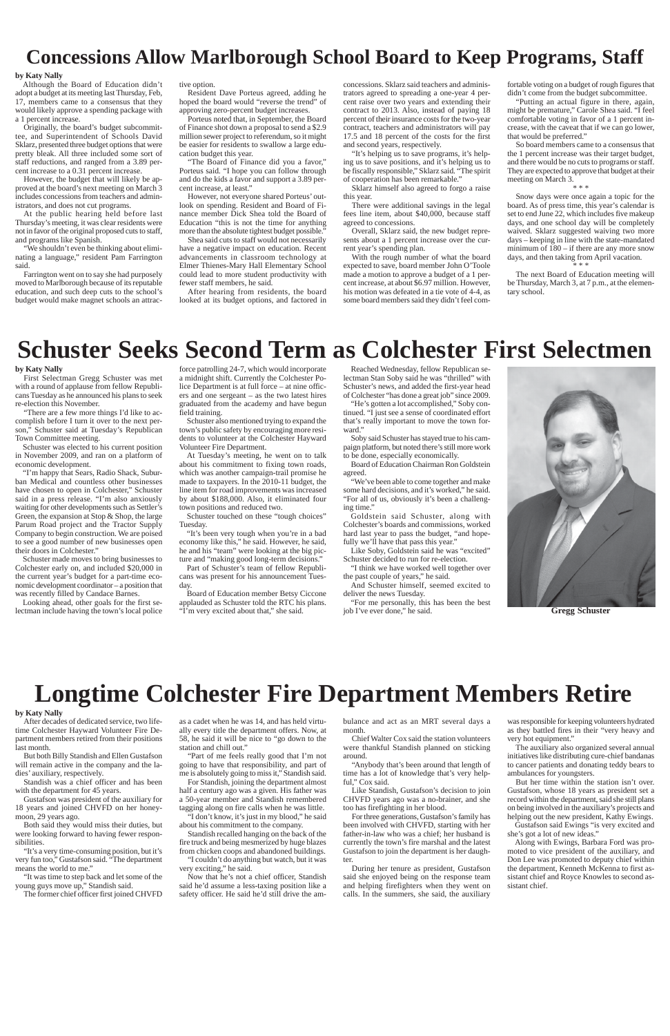# Concessions Allow Marlborough School Board to Keep Programs, Staff

**by Katy Nally**

Although the Board of Education didn't adopt a budget at its meeting last Thursday, Feb, 17, members came to a consensus that they would likely approve a spending package with a 1 percent increase.

Originally, the board's budget subcommittee, and Superintendent of Schools David Sklarz, presented three budget options that were pretty bleak. All three included some sort of staff reductions, and ranged from a 3.89 percent increase to a 0.31 percent increase.

However, the budget that will likely be approved at the board's next meeting on March 3 includes concessions from teachers and administrators, and does not cut programs.

At the public hearing held before last Thursday's meeting, it was clear residents were not in favor of the original proposed cuts to staff, and programs like Spanish.

"We shouldn't even be thinking about eliminating a language," resident Pam Farrington said.

Farrington went on to say she had purposely moved to Marlborough because of its reputable education, and such deep cuts to the school's budget would make magnet schools an attractive option.

Resident Dave Porteus agreed, adding he hoped the board would "reverse the trend" of approving zero-percent budget increases.

Porteus noted that, in September, the Board of Finance shot down a proposal to send a $2.9 million sewer project to referendum, so it might be easier for residents to swallow a large education budget this year.

"The Board of Finance did you a favor," Porteus said. "I hope you can follow through and do the kids a favor and support a 3.89 percent increase, at least."

However, not everyone shared Porteus' outlook on spending. Resident and Board of Finance member Dick Shea told the Board of Education "this is not the time for anything more than the absolute tightest budget possible."

Shea said cuts to staff would not necessarily have a negative impact on education. Recent advancements in classroom technology at Elmer Thienes-Mary Hall Elementary School could lead to more student productivity with fewer staff members, he said.

After hearing from residents, the board looked at its budget options, and factored in concessions. Sklarz said teachers and administrators agreed to spreading a one-year 4 percent raise over two years and extending their contract to 2013. Also, instead of paying 18 percent of their insurance costs for the two-year contract, teachers and administrators will pay 17.5 and 18 percent of the costs for the first and second years, respectively.

"It's helping us to save programs, it's helping us to save positions, and it's helping us to be fiscally responsible," Sklarz said. "The spirit of cooperation has been remarkable."

Sklarz himself also agreed to forgo a raise this year.

There were additional savings in the legal fees line item, about $40,000, because staff agreed to concessions.

Overall, Sklarz said, the new budget represents about a 1 percent increase over the current year's spending plan.

With the rough number of what the board expected to save, board member John O'Toole made a motion to approve a budget of a 1 percent increase, at about $6.97 million. However, his motion was defeated in a tie vote of 4-4, as some board members said they didn't feel comfortable voting on a budget of rough figures that didn't come from the budget subcommittee.

"Putting an actual figure in there, again, might be premature," Carole Shea said. "I feel comfortable voting in favor of a 1 percent increase, with the caveat that if we can go lower, that would be preferred."

So board members came to a consensus that the 1 percent increase was their target budget, and there would be no cuts to programs or staff. They are expected to approve that budget at their meeting on March 3.

\* \* \*

Snow days were once again a topic for the board. As of press time, this year's calendar is set to end June 22, which includes five makeup days, and one school day will be completely waived. Sklarz suggested waiving two more days – keeping in line with the state-mandated minimum of 180 – if there are any more snow days, and then taking from April vacation.

\* \* \*

The next Board of Education meeting will be Thursday, March 3, at 7 p.m., at the elementary school.

# Schuster Seeks Second Term as Colchester First Selectmen

**by Katy Nally**

First Selectman Gregg Schuster was met with a round of applause from fellow Republicans Tuesday as he announced his plans to seek re-election this November.

"There are a few more things I'd like to accomplish before I turn it over to the next person," Schuster said at Tuesday's Republican Town Committee meeting.

Schuster was elected to his current position in November 2009, and ran on a platform of economic development.

"I'm happy that Sears, Radio Shack, Suburban Medical and countless other businesses have chosen to open in Colchester," Schuster said in a press release. "I'm also anxiously waiting for other developments such as Settler's Green, the expansion at Stop & Shop, the large Parum Road project and the Tractor Supply Company to begin construction. We are poised to see a good number of new businesses open their doors in Colchester."

Schuster made moves to bring businesses to Colchester early on, and included $20,000 in the current year's budget for a part-time economic development coordinator – a position that was recently filled by Candace Barnes.

Looking ahead, other goals for the first selectman include having the town's local police force patrolling 24-7, which would incorporate a midnight shift. Currently the Colchester Police Department is at full force – at nine officers and one sergeant – as the two latest hires graduated from the academy and have begun field training.

Schuster also mentioned trying to expand the town's public safety by encouraging more residents to volunteer at the Colchester Hayward Volunteer Fire Department.

At Tuesday's meeting, he went on to talk about his commitment to fixing town roads, which was another campaign-trail promise he made to taxpayers. In the 2010-11 budget, the line item for road improvements was increased by about $188,000. Also, it eliminated four town positions and reduced two.

Schuster touched on these "tough choices" Tuesday.

"It's been very tough when you're in a bad economy like this," he said. However, he said, he and his "team" were looking at the big picture and "making good long-term decisions."

Part of Schuster's team of fellow Republicans was present for his announcement Tuesday.

Board of Education member Betsy Ciccone applauded as Schuster told the RTC his plans. "I'm very excited about that," she said.

Reached Wednesday, fellow Republican selectman Stan Soby said he was "thrilled" with Schuster's news, and added the first-year head of Colchester "has done a great job" since 2009.

"He's gotten a lot accomplished," Soby continued. "I just see a sense of coordinated effort that's really important to move the town forward."

Soby said Schuster has stayed true to his campaign platform, but noted there's still more work to be done, especially economically.

Board of Education Chairman Ron Goldstein agreed.

"We've been able to come together and make some hard decisions, and it's worked," he said. "For all of us, obviously it's been a challenging time."

Goldstein said Schuster, along with Colchester's boards and commissions, worked hard last year to pass the budget, "and hopefully we'll have that pass this year."

Like Soby, Goldstein said he was "excited" Schuster decided to run for re-election.

"I think we have worked well together over the past couple of years," he said.

And Schuster himself, seemed excited to deliver the news Tuesday.

"For me personally, this has been the best job I've ever done," he said.

**Gregg Schuster**

# Longtime Colchester Fire Department Members Retire

**by Katy Nally**

After decades of dedicated service, two lifetime Colchester Hayward Volunteer Fire Department members retired from their positions last month.

But both Billy Standish and Ellen Gustafson will remain active in the company and the ladies' auxiliary, respectively.

Standish was a chief officer and has been with the department for 45 years.

Gustafson was president of the auxiliary for 18 years and joined CHVFD on her honeymoon, 29 years ago.

Both said they would miss their duties, but were looking forward to having fewer responsibilities.

"It's a very time-consuming position, but it's very fun too," Gustafson said. "The department means the world to me."

"It was time to step back and let some of the young guys move up," Standish said.

The former chief officer first joined CHVFD as a cadet when he was 14, and has held virtually every title the department offers. Now, at 58, he said it will be nice to "go down to the station and chill out."

"Part of me feels really good that I'm not going to have that responsibility, and part of me is absolutely going to miss it," Standish said.

For Standish, joining the department almost half a century ago was a given. His father was a 50-year member and Standish remembered tagging along on fire calls when he was little.

"I don't know, it's just in my blood," he said about his commitment to the company.

Standish recalled hanging on the back of the fire truck and being mesmerized by huge blazes from chicken coops and abandoned buildings.

"I couldn't do anything but watch, but it was very exciting," he said.

Now that he's not a chief officer, Standish said he'd assume a less-taxing position like a safety officer. He said he'd still drive the ambulance and act as an MRT several days a month.

Chief Walter Cox said the station volunteers were thankful Standish planned on sticking around.

"Anybody that's been around that length of time has a lot of knowledge that's very helpful," Cox said.

Like Standish, Gustafson's decision to join CHVFD years ago was a no-brainer, and she too has firefighting in her blood.

For three generations, Gustafson's family has been involved with CHVFD, starting with her father-in-law who was a chief; her husband is currently the town's fire marshal and the latest Gustafson to join the department is her daughter.

During her tenure as president, Gustafson said she enjoyed being on the response team and helping firefighters when they went on calls. In the summers, she said, the auxiliary was responsible for keeping volunteers hydrated as they battled fires in their "very heavy and very hot equipment."

The auxiliary also organized several annual initiatives like distributing cure-chief bandanas to cancer patients and donating teddy bears to ambulances for youngsters.

But her time within the station isn't over. Gustafson, whose 18 years as president set a record within the department, said she still plans on being involved in the auxiliary's projects and helping out the new president, Kathy Ewings.

Gustafson said Ewings "is very excited and she's got a lot of new ideas."

Along with Ewings, Barbara Ford was promoted to vice president of the auxiliary, and Don Lee was promoted to deputy chief within the department, Kenneth McKenna to first assistant chief and Royce Knowles to second assistant chief.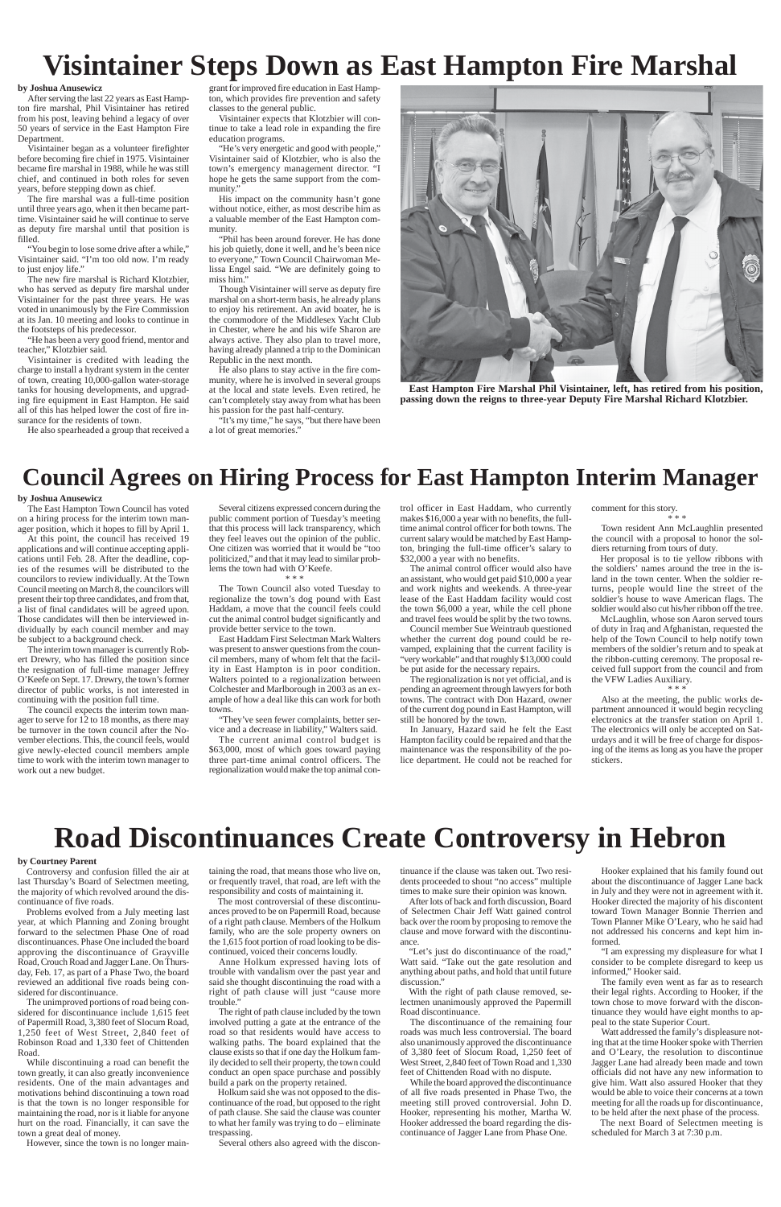# Visintainer Steps Down as East Hampton Fire Marshal

**by Joshua Anusewicz**

After serving the last 22 years as East Hampton fire marshal, Phil Visintainer has retired from his post, leaving behind a legacy of over 50 years of service in the East Hampton Fire Department.

Visintainer began as a volunteer firefighter before becoming fire chief in 1975. Visintainer became fire marshal in 1988, while he was still chief, and continued in both roles for seven years, before stepping down as chief.

The fire marshal was a full-time position until three years ago, when it then became part-time. Visintainer said he will continue to serve as deputy fire marshal until that position is filled.

"You begin to lose some drive after a while," Visintainer said. "I'm too old now. I'm ready to just enjoy life."

The new fire marshal is Richard Klotzbier, who has served as deputy fire marshal under Visintainer for the past three years. He was voted in unanimously by the Fire Commission at its Jan. 10 meeting and looks to continue in the footsteps of his predecessor.

"He has been a very good friend, mentor and teacher," Klotzbier said.

Visintainer is credited with leading the charge to install a hydrant system in the center of town, creating 10,000-gallon water-storage tanks for housing developments, and upgrading fire equipment in East Hampton. He said all of this has helped lower the cost of fire insurance for the residents of town.

He also spearheaded a group that received a grant for improved fire education in East Hampton, which provides fire prevention and safety classes to the general public.

Visintainer expects that Klotzbier will continue to take a lead role in expanding the fire education programs.

"He's very energetic and good with people," Visintainer said of Klotzbier, who is also the town's emergency management director. "I hope he gets the same support from the community."

His impact on the community hasn't gone without notice, either, as most describe him as a valuable member of the East Hampton community.

"Phil has been around forever. He has done his job quietly, done it well, and he's been nice to everyone," Town Council Chairwoman Melissa Engel said. "We are definitely going to miss him."

Though Visintainer will serve as deputy fire marshal on a short-term basis, he already plans to enjoy his retirement. An avid boater, he is the commodore of the Middlesex Yacht Club in Chester, where he and his wife Sharon are always active. They also plan to travel more, having already planned a trip to the Dominican Republic in the next month.

He also plans to stay active in the fire community, where he is involved in several groups at the local and state levels. Even retired, he can't completely stay away from what has been his passion for the past half-century.

"It's my time," he says, "but there have been a lot of great memories."

**East Hampton Fire Marshal Phil Visintainer, left, has retired from his position, passing down the reigns to three-year Deputy Fire Marshal Richard Klotzbier.**

# Council Agrees on Hiring Process for East Hampton Interim Manager

**by Joshua Anusewicz**

The East Hampton Town Council has voted on a hiring process for the interim town manager position, which it hopes to fill by April 1.

At this point, the council has received 19 applications and will continue accepting applications until Feb. 28. After the deadline, copies of the resumes will be distributed to the councilors to review individually. At the Town Council meeting on March 8, the councilors will present their top three candidates, and from that, a list of final candidates will be agreed upon. Those candidates will then be interviewed individually by each council member and may be subject to a background check.

The interim town manager is currently Robert Drewry, who has filled the position since the resignation of full-time manager Jeffrey O'Keefe on Sept. 17. Drewry, the town's former director of public works, is not interested in continuing with the position full time.

The council expects the interim town manager to serve for 12 to 18 months, as there may be turnover in the town council after the November elections. This, the council feels, would give newly-elected council members ample time to work with the interim town manager to work out a new budget.

Several citizens expressed concern during the public comment portion of Tuesday's meeting that this process will lack transparency, which they feel leaves out the opinion of the public. One citizen was worried that it would be "too politicized," and that it may lead to similar problems the town had with O'Keefe.

\* \* \*

The Town Council also voted Tuesday to regionalize the town's dog pound with East Haddam, a move that the council feels could cut the animal control budget significantly and provide better service to the town.

East Haddam First Selectman Mark Walters was present to answer questions from the council members, many of whom felt that the facility in East Hampton is in poor condition. Walters pointed to a regionalization between Colchester and Marlborough in 2003 as an example of how a deal like this can work for both towns.

"They've seen fewer complaints, better service and a decrease in liability," Walters said.

The current animal control budget is $63,000, most of which goes toward paying three part-time animal control officers. The regionalization would make the top animal control officer in East Haddam, who currently makes $16,000 a year with no benefits, the full-time animal control officer for both towns. The current salary would be matched by East Hampton, bringing the full-time officer's salary to $32,000 a year with no benefits.

The animal control officer would also have an assistant, who would get paid $10,000 a year and work nights and weekends. A three-year lease of the East Haddam facility would cost the town $6,000 a year, while the cell phone and travel fees would be split by the two towns.

Council member Sue Weintraub questioned whether the current dog pound could be revamped, explaining that the current facility is "very workable" and that roughly $13,000 could be put aside for the necessary repairs.

The regionalization is not yet official, and is pending an agreement through lawyers for both towns. The contract with Don Hazard, owner of the current dog pound in East Hampton, will still be honored by the town.

In January, Hazard said he felt the East Hampton facility could be repaired and that the maintenance was the responsibility of the police department. He could not be reached for comment for this story.

\* \* \*

Town resident Ann McLaughlin presented the council with a proposal to honor the soldiers returning from tours of duty.

Her proposal is to tie yellow ribbons with the soldiers' names around the tree in the island in the town center. When the soldier returns, people would line the street of the soldier's house to wave American flags. The soldier would also cut his/her ribbon off the tree.

McLaughlin, whose son Aaron served tours of duty in Iraq and Afghanistan, requested the help of the Town Council to help notify town members of the soldier's return and to speak at the ribbon-cutting ceremony. The proposal received full support from the council and from the VFW Ladies Auxiliary.

\* \* \*

Also at the meeting, the public works department announced it would begin recycling electronics at the transfer station on April 1. The electronics will only be accepted on Saturdays and it will be free of charge for disposing of the items as long as you have the proper stickers.

# Road Discontinuances Create Controversy in Hebron

**by Courtney Parent**

Controversy and confusion filled the air at last Thursday's Board of Selectmen meeting, the majority of which revolved around the discontinuance of five roads.

Problems evolved from a July meeting last year, at which Planning and Zoning brought forward to the selectmen Phase One of road discontinuances. Phase One included the board approving the discontinuance of Grayville Road, Crouch Road and Jagger Lane. On Thursday, Feb. 17, as part of a Phase Two, the board reviewed an additional five roads being considered for discontinuance.

The unimproved portions of road being considered for discontinuance include 1,615 feet of Papermill Road, 3,380 feet of Slocum Road, 1,250 feet of West Street, 2,840 feet of Robinson Road and 1,330 feet of Chittenden Road.

While discontinuing a road can benefit the town greatly, it can also greatly inconvenience residents. One of the main advantages and motivations behind discontinuing a town road is that the town is no longer responsible for maintaining the road, nor is it liable for anyone hurt on the road. Financially, it can save the town a great deal of money.

However, since the town is no longer maintaining the road, that means those who live on, or frequently travel, that road, are left with the responsibility and costs of maintaining it.

The most controversial of these discontinuances proved to be on Papermill Road, because of a right path clause. Members of the Holkum family, who are the sole property owners on the 1,615 foot portion of road looking to be discontinued, voiced their concerns loudly.

Anne Holkum expressed having lots of trouble with vandalism over the past year and said she thought discontinuing the road with a right of path clause will just "cause more trouble."

The right of path clause included by the town involved putting a gate at the entrance of the road so that residents would have access to walking paths. The board explained that the clause exists so that if one day the Holkum family decided to sell their property, the town could conduct an open space purchase and possibly build a park on the property retained.

Holkum said she was not opposed to the discontinuance of the road, but opposed to the right of path clause. She said the clause was counter to what her family was trying to do – eliminate trespassing.

Several others also agreed with the discontinuance if the clause was taken out. Two residents proceeded to shout "no access" multiple times to make sure their opinion was known.

After lots of back and forth discussion, Board of Selectmen Chair Jeff Watt gained control back over the room by proposing to remove the clause and move forward with the discontinuance.

"Let's just do discontinuance of the road," Watt said. "Take out the gate resolution and anything about paths, and hold that until future discussion."

With the right of path clause removed, selectmen unanimously approved the Papermill Road discontinuance.

The discontinuance of the remaining four roads was much less controversial. The board also unanimously approved the discontinuance of 3,380 feet of Slocum Road, 1,250 feet of West Street, 2,840 feet of Town Road and 1,330 feet of Chittenden Road with no dispute.

While the board approved the discontinuance of all five roads presented in Phase Two, the meeting still proved controversial. John D. Hooker, representing his mother, Martha W. Hooker addressed the board regarding the discontinuance of Jagger Lane from Phase One.

Hooker explained that his family found out about the discontinuance of Jagger Lane back in July and they were not in agreement with it. Hooker directed the majority of his discontent toward Town Manager Bonnie Therrien and Town Planner Mike O'Leary, who he said had not addressed his concerns and kept him informed.

"I am expressing my displeasure for what I consider to be complete disregard to keep us informed," Hooker said.

The family even went as far as to research their legal rights. According to Hooker, if the town chose to move forward with the discontinuance they would have eight months to appeal to the state Superior Court.

Watt addressed the family's displeasure noting that at the time Hooker spoke with Therrien and O'Leary, the resolution to discontinue Jagger Lane had already been made and town officials did not have any new information to give him. Watt also assured Hooker that they would be able to voice their concerns at a town meeting for all the roads up for discontinuance, to be held after the next phase of the process.

The next Board of Selectmen meeting is scheduled for March 3 at 7:30 p.m.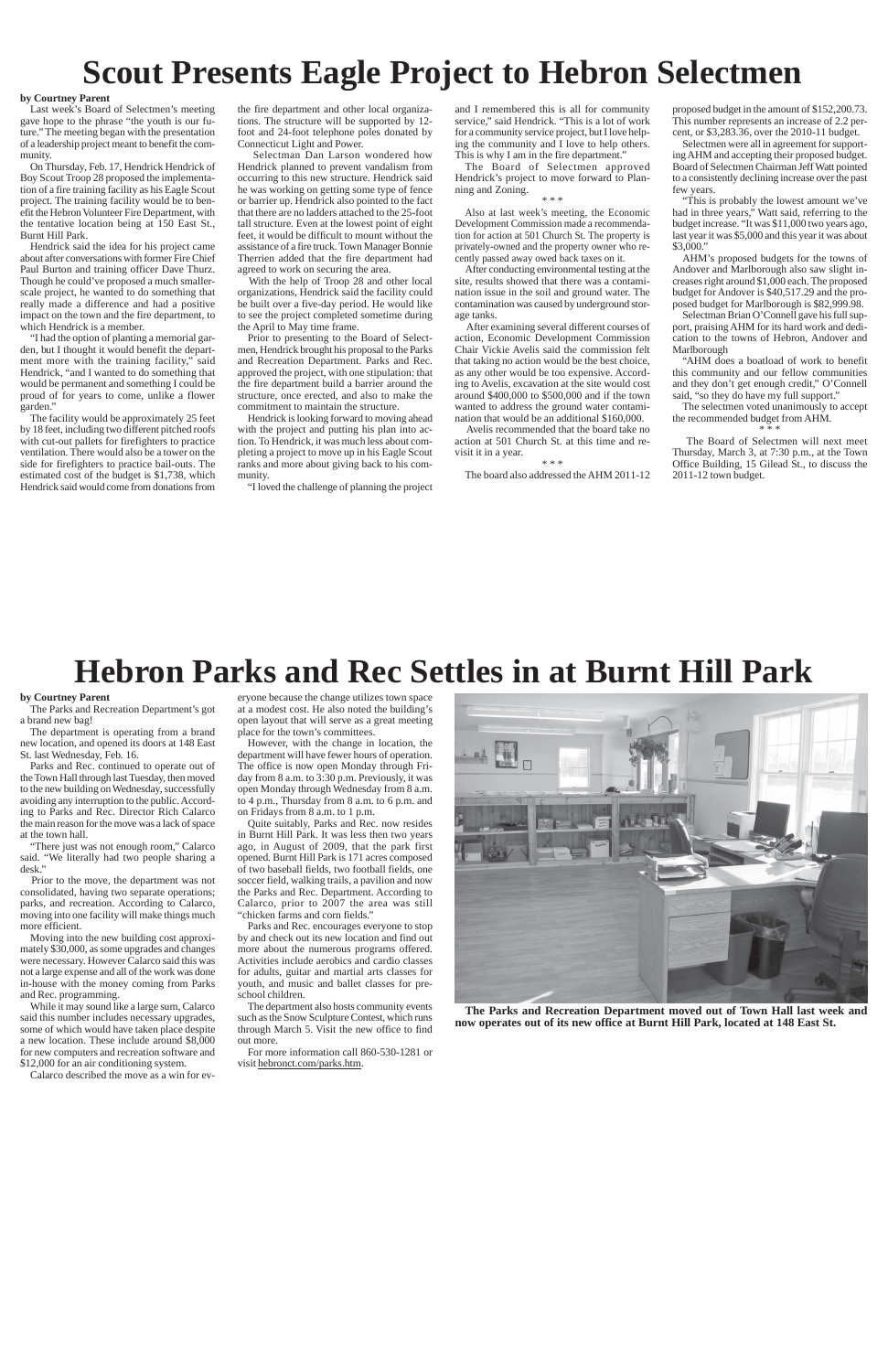# Scout Presents Eagle Project to Hebron Selectmen

**by Courtney Parent**

Last week's Board of Selectmen's meeting gave hope to the phrase "the youth is our future." The meeting began with the presentation of a leadership project meant to benefit the community.

On Thursday, Feb. 17, Hendrick Hendrick of Boy Scout Troop 28 proposed the implementation of a fire training facility as his Eagle Scout project. The training facility would be to benefit the Hebron Volunteer Fire Department, with the tentative location being at 150 East St., Burnt Hill Park.

Hendrick said the idea for his project came about after conversations with former Fire Chief Paul Burton and training officer Dave Thurz. Though he could've proposed a much smaller-scale project, he wanted to do something that really made a difference and had a positive impact on the town and the fire department, to which Hendrick is a member.

"I had the option of planting a memorial garden, but I thought it would benefit the department more with the training facility," said Hendrick, "and I wanted to do something that would be permanent and something I could be proud of for years to come, unlike a flower garden."

The facility would be approximately 25 feet by 18 feet, including two different pitched roofs with cut-out pallets for firefighters to practice ventilation. There would also be a tower on the side for firefighters to practice bail-outs. The estimated cost of the budget is $1,738, which Hendrick said would come from donations from the fire department and other local organizations. The structure will be supported by 12-foot and 24-foot telephone poles donated by Connecticut Light and Power.

Selectman Dan Larson wondered how Hendrick planned to prevent vandalism from occurring to this new structure. Hendrick said he was working on getting some type of fence or barrier up. Hendrick also pointed to the fact that there are no ladders attached to the 25-foot tall structure. Even at the lowest point of eight feet, it would be difficult to mount without the assistance of a fire truck. Town Manager Bonnie Therrien added that the fire department had agreed to work on securing the area.

With the help of Troop 28 and other local organizations, Hendrick said the facility could be built over a five-day period. He would like to see the project completed sometime during the April to May time frame.

Prior to presenting to the Board of Selectmen, Hendrick brought his proposal to the Parks and Recreation Department. Parks and Rec. approved the project, with one stipulation: that the fire department build a barrier around the structure, once erected, and also to make the commitment to maintain the structure.

Hendrick is looking forward to moving ahead with the project and putting his plan into action. To Hendrick, it was much less about completing a project to move up in his Eagle Scout ranks and more about giving back to his community.

"I loved the challenge of planning the project and I remembered this is all for community service," said Hendrick. "This is a lot of work for a community service project, but I love helping the community and I love to help others. This is why I am in the fire department."

The Board of Selectmen approved Hendrick's project to move forward to Planning and Zoning.

\* \* \*

Also at last week's meeting, the Economic Development Commission made a recommendation for action at 501 Church St. The property is privately-owned and the property owner who recently passed away owed back taxes on it.

After conducting environmental testing at the site, results showed that there was a contamination issue in the soil and ground water. The contamination was caused by underground storage tanks.

After examining several different courses of action, Economic Development Commission Chair Vickie Avelis said the commission felt that taking no action would be the best choice, as any other would be too expensive. According to Avelis, excavation at the site would cost around $400,000 to $500,000 and if the town wanted to address the ground water contamination that would be an additional $160,000.

Avelis recommended that the board take no action at 501 Church St. at this time and revisit it in a year.

\* \* \*

The board also addressed the AHM 2011-12 proposed budget in the amount of $152,200.73. This number represents an increase of 2.2 percent, or $3,283.36, over the 2010-11 budget.

Selectmen were all in agreement for supporting AHM and accepting their proposed budget. Board of Selectmen Chairman Jeff Watt pointed to a consistently declining increase over the past few years.

"This is probably the lowest amount we've had in three years," Watt said, referring to the budget increase. "It was $11,000 two years ago, last year it was $5,000 and this year it was about $3,000."

AHM's proposed budgets for the towns of Andover and Marlborough also saw slight increases right around $1,000 each. The proposed budget for Andover is $40,517.29 and the proposed budget for Marlborough is $82,999.98.

Selectman Brian O'Connell gave his full support, praising AHM for its hard work and dedication to the towns of Hebron, Andover and Marlborough

"AHM does a boatload of work to benefit this community and our fellow communities and they don't get enough credit," O'Connell said, "so they do have my full support."

The selectmen voted unanimously to accept the recommended budget from AHM.

\* \* \*

The Board of Selectmen will next meet Thursday, March 3, at 7:30 p.m., at the Town Office Building, 15 Gilead St., to discuss the 2011-12 town budget.

# Hebron Parks and Rec Settles in at Burnt Hill Park

**by Courtney Parent**

The Parks and Recreation Department's got a brand new bag!

The department is operating from a brand new location, and opened its doors at 148 East St. last Wednesday, Feb. 16.

Parks and Rec. continued to operate out of the Town Hall through last Tuesday, then moved to the new building on Wednesday, successfully avoiding any interruption to the public. According to Parks and Rec. Director Rich Calarco the main reason for the move was a lack of space at the town hall.

"There just was not enough room," Calarco said. "We literally had two people sharing a desk."

Prior to the move, the department was not consolidated, having two separate operations; parks, and recreation. According to Calarco, moving into one facility will make things much more efficient.

Moving into the new building cost approximately $30,000, as some upgrades and changes were necessary. However Calarco said this was not a large expense and all of the work was done in-house with the money coming from Parks and Rec. programming.

While it may sound like a large sum, Calarco said this number includes necessary upgrades, some of which would have taken place despite a new location. These include around $8,000 for new computers and recreation software and $12,000 for an air conditioning system.

Calarco described the move as a win for everyone because the change utilizes town space at a modest cost. He also noted the building's open layout that will serve as a great meeting place for the town's committees.

However, with the change in location, the department will have fewer hours of operation. The office is now open Monday through Friday from 8 a.m. to 3:30 p.m. Previously, it was open Monday through Wednesday from 8 a.m. to 4 p.m., Thursday from 8 a.m. to 6 p.m. and on Fridays from 8 a.m. to 1 p.m.

Quite suitably, Parks and Rec. now resides in Burnt Hill Park. It was less then two years ago, in August of 2009, that the park first opened. Burnt Hill Park is 171 acres composed of two baseball fields, two football fields, one soccer field, walking trails, a pavilion and now the Parks and Rec. Department. According to Calarco, prior to 2007 the area was still "chicken farms and corn fields."

Parks and Rec. encourages everyone to stop by and check out its new location and find out more about the numerous programs offered. Activities include aerobics and cardio classes for adults, guitar and martial arts classes for youth, and music and ballet classes for preschool children.

The department also hosts community events such as the Snow Sculpture Contest, which runs through March 5. Visit the new office to find out more.

For more information call 860-530-1281 or visit hebronct.com/parks.htm.

**The Parks and Recreation Department moved out of Town Hall last week and now operates out of its new office at Burnt Hill Park, located at 148 East St.**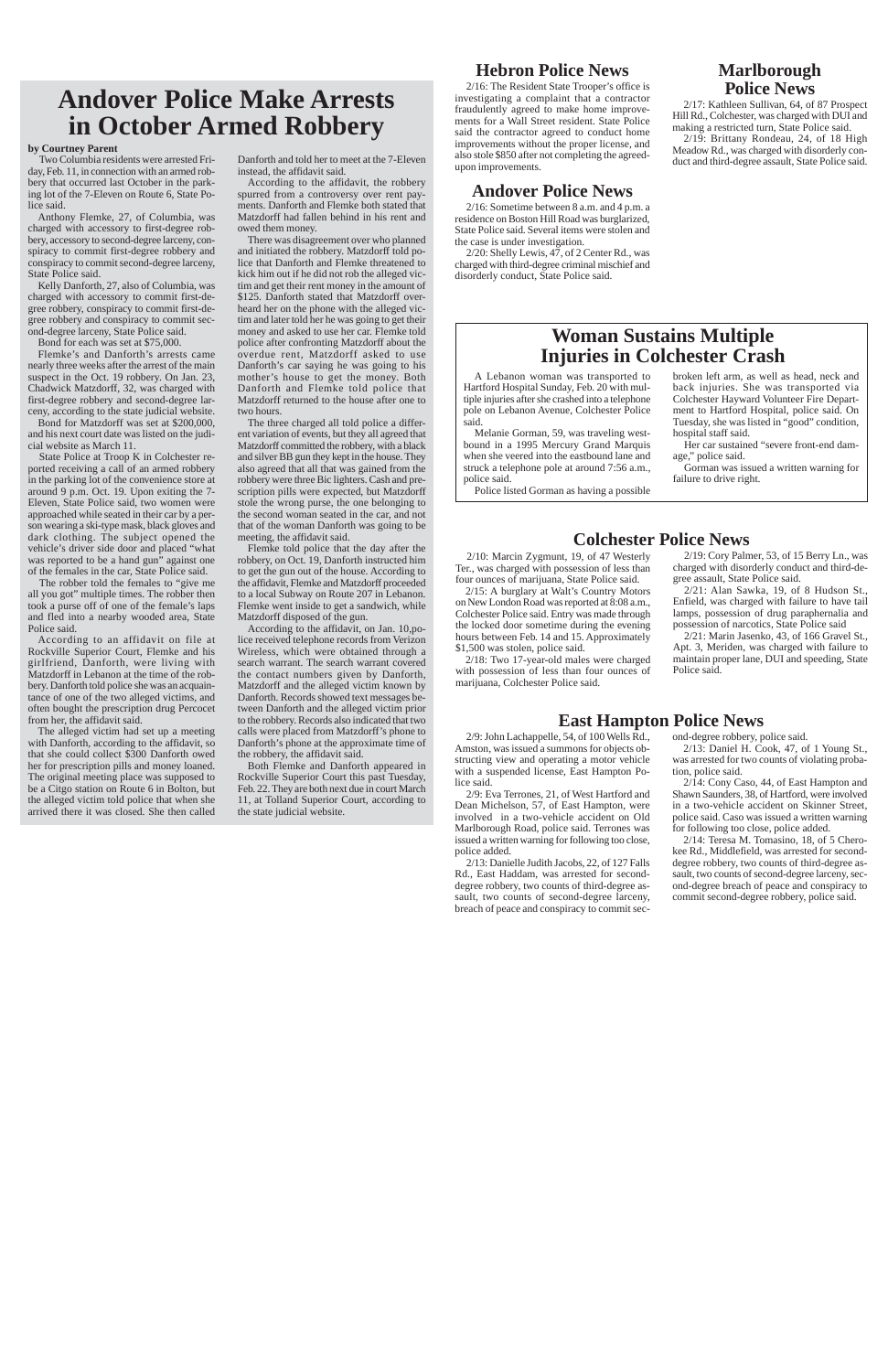# Andover Police Make Arrests in October Armed Robbery

**by Courtney Parent**

Two Columbia residents were arrested Friday, Feb. 11, in connection with an armed robbery that occurred last October in the parking lot of the 7-Eleven on Route 6, State Police said.

Anthony Flemke, 27, of Columbia, was charged with accessory to first-degree robbery, accessory to second-degree larceny, conspiracy to commit first-degree robbery and conspiracy to commit second-degree larceny, State Police said.

Kelly Danforth, 27, also of Columbia, was charged with accessory to commit first-degree robbery, conspiracy to commit first-degree robbery and conspiracy to commit second-degree larceny, State Police said.

Bond for each was set at $75,000.

Flemke's and Danforth's arrests came nearly three weeks after the arrest of the main suspect in the Oct. 19 robbery. On Jan. 23, Chadwick Matzdorff, 32, was charged with first-degree robbery and second-degree larceny, according to the state judicial website.

Bond for Matzdorff was set at $200,000, and his next court date was listed on the judicial website as March 11.

State Police at Troop K in Colchester reported receiving a call of an armed robbery in the parking lot of the convenience store at around 9 p.m. Oct. 19. Upon exiting the 7-Eleven, State Police said, two women were approached while seated in their car by a person wearing a ski-type mask, black gloves and dark clothing. The subject opened the vehicle's driver side door and placed "what was reported to be a hand gun" against one of the females in the car, State Police said.

The robber told the females to "give me all you got" multiple times. The robber then took a purse off of one of the female's laps and fled into a nearby wooded area, State Police said.

According to an affidavit on file at Rockville Superior Court, Flemke and his girlfriend, Danforth, were living with Matzdorff in Lebanon at the time of the robbery. Danforth told police she was an acquaintance of one of the two alleged victims, and often bought the prescription drug Percocet from her, the affidavit said.

The alleged victim had set up a meeting with Danforth, according to the affidavit, so that she could collect $300 Danforth owed her for prescription pills and money loaned. The original meeting place was supposed to be a Citgo station on Route 6 in Bolton, but the alleged victim told police that when she arrived there it was closed. She then called Danforth and told her to meet at the 7-Eleven instead, the affidavit said.

According to the affidavit, the robbery spurred from a controversy over rent payments. Danforth and Flemke both stated that Matzdorff had fallen behind in his rent and owed them money.

There was disagreement over who planned and initiated the robbery. Matzdorff told police that Danforth and Flemke threatened to kick him out if he did not rob the alleged victim and get their rent money in the amount of $125. Danforth stated that Matzdorff overheard her on the phone with the alleged victim and later told her he was going to get their money and asked to use her car. Flemke told police after confronting Matzdorff about the overdue rent, Matzdorff asked to use Danforth's car saying he was going to his mother's house to get the money. Both Danforth and Flemke told police that Matzdorff returned to the house after one to two hours.

The three charged all told police a different variation of events, but they all agreed that Matzdorff committed the robbery, with a black and silver BB gun they kept in the house. They also agreed that all that was gained from the robbery were three Bic lighters. Cash and prescription pills were expected, but Matzdorff stole the wrong purse, the one belonging to the second woman seated in the car, and not that of the woman Danforth was going to be meeting, the affidavit said.

Flemke told police that the day after the robbery, on Oct. 19, Danforth instructed him to get the gun out of the house. According to the affidavit, Flemke and Matzdorff proceeded to a local Subway on Route 207 in Lebanon. Flemke went inside to get a sandwich, while Matzdorff disposed of the gun.

According to the affidavit, on Jan. 10, police received telephone records from Verizon Wireless, which were obtained through a search warrant. The search warrant covered the contact numbers given by Danforth, Matzdorff and the alleged victim known by Danforth. Records showed text messages between Danforth and the alleged victim prior to the robbery. Records also indicated that two calls were placed from Matzdorff's phone to Danforth's phone at the approximate time of the robbery, the affidavit said.

Both Flemke and Danforth appeared in Rockville Superior Court this past Tuesday, Feb. 22. They are both next due in court March 11, at Tolland Superior Court, according to the state judicial website.

## Hebron Police News

2/16: The Resident State Trooper's office is investigating a complaint that a contractor fraudulently agreed to make home improvements for a Wall Street resident. State Police said the contractor agreed to conduct home improvements without the proper license, and also stole $850 after not completing the agreed-upon improvements.

## Marlborough Police News

2/17: Kathleen Sullivan, 64, of 87 Prospect Hill Rd., Colchester, was charged with DUI and making a restricted turn, State Police said.

2/19: Brittany Rondeau, 24, of 18 High Meadow Rd., was charged with disorderly conduct and third-degree assault, State Police said.

## Andover Police News

2/16: Sometime between 8 a.m. and 4 p.m. a residence on Boston Hill Road was burglarized, State Police said. Several items were stolen and the case is under investigation.

2/20: Shelly Lewis, 47, of 2 Center Rd., was charged with third-degree criminal mischief and disorderly conduct, State Police said.

## Woman Sustains Multiple Injuries in Colchester Crash

A Lebanon woman was transported to Hartford Hospital Sunday, Feb. 20 with multiple injuries after she crashed into a telephone pole on Lebanon Avenue, Colchester Police said.

Melanie Gorman, 59, was traveling westbound in a 1995 Mercury Grand Marquis when she veered into the eastbound lane and struck a telephone pole at around 7:56 a.m., police said.

Police listed Gorman as having a possible broken left arm, as well as head, neck and back injuries. She was transported via Colchester Hayward Volunteer Fire Department to Hartford Hospital, police said. On Tuesday, she was listed in "good" condition, hospital staff said.

Her car sustained "severe front-end damage," police said.

Gorman was issued a written warning for failure to drive right.

## Colchester Police News

2/10: Marcin Zygmunt, 19, of 47 Westerly Ter., was charged with possession of less than four ounces of marijuana, State Police said.

2/15: A burglary at Walt's Country Motors on New London Road was reported at 8:08 a.m., Colchester Police said. Entry was made through the locked door sometime during the evening hours between Feb. 14 and 15. Approximately $1,500 was stolen, police said.

2/18: Two 17-year-old males were charged with possession of less than four ounces of marijuana, Colchester Police said.

2/19: Cory Palmer, 53, of 15 Berry Ln., was charged with disorderly conduct and third-degree assault, State Police said.

2/21: Alan Sawka, 19, of 8 Hudson St., Enfield, was charged with failure to have tail lamps, possession of drug paraphernalia and possession of narcotics, State Police said

2/21: Marin Jasenko, 43, of 166 Gravel St., Apt. 3, Meriden, was charged with failure to maintain proper lane, DUI and speeding, State Police said.

## East Hampton Police News

2/9: John Lachappelle, 54, of 100 Wells Rd., Amston, was issued a summons for objects obstructing view and operating a motor vehicle with a suspended license, East Hampton Police said.

2/9: Eva Terrones, 21, of West Hartford and Dean Michelson, 57, of East Hampton, were involved in a two-vehicle accident on Old Marlborough Road, police said. Terrones was issued a written warning for following too close, police added.

2/13: Danielle Judith Jacobs, 22, of 127 Falls Rd., East Haddam, was arrested for second-degree robbery, two counts of third-degree assault, two counts of second-degree larceny, breach of peace and conspiracy to commit second-degree robbery, police said.

2/13: Daniel H. Cook, 47, of 1 Young St., was arrested for two counts of violating probation, police said.

2/14: Cony Caso, 44, of East Hampton and Shawn Saunders, 38, of Hartford, were involved in a two-vehicle accident on Skinner Street, police said. Caso was issued a written warning for following too close, police added.

2/14: Teresa M. Tomasino, 18, of 5 Cherokee Rd., Middlefield, was arrested for second-degree robbery, two counts of third-degree assault, two counts of second-degree larceny, second-degree breach of peace and conspiracy to commit second-degree robbery, police said.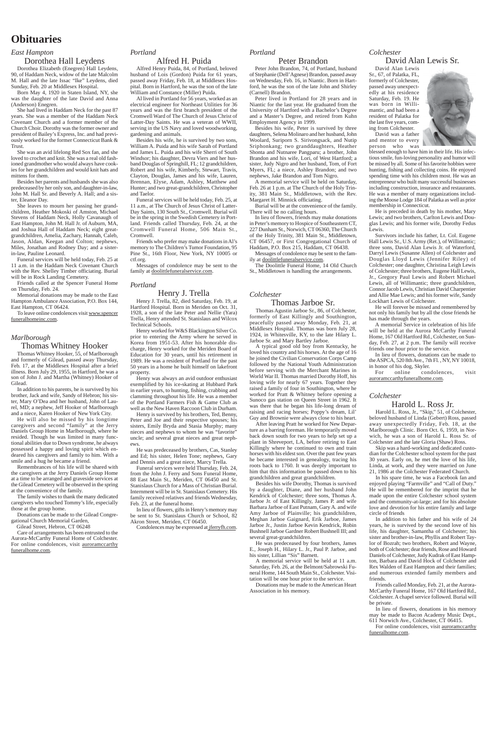# Obituaries

*East Hampton*

## Dorothea Hall Leydens

Dorothea Elizabeth (Enegren) Hall Leydens, 90, of Haddam Neck, widow of the late Malcolm M. Hall and the late Issac "Ike" Leydens, died Sunday, Feb. 20 at Middlesex Hospital.

Born May 4, 1920 in Staten Island, NY, she was the daughter of the late David and Anna (Anderson) Enegren.

She had lived in Haddam Neck for the past 87 years. She was a member of the Haddam Neck Covenant Church and a former member of the Church Choir. Dorothy was the former owner and president of Bailey's Express, Inc. and had previously worked for the former Connecticut Bank & Trust.

She was an avid lifelong Red Sox fan, and she loved to crochet and knit. She was a real old fashioned grandmother who would always have cookies for her grandchildren and would knit hats and mittens for them.

Besides her parents and husbands she was also predeceased by her only son, and daughter-in-law, John M. Hall Sr. and Beverly A. Hall; and a sister, Eleanor Day.

She leaves to mourn her passing her grandchildren, Heather Mokoski of Amston, Michael Stevens of Haddam Neck, Holly Cavanaugh of East Hampton, John M. Hall Jr. of Auburn, MA, and Joshua Hall of Haddam Neck; eight great-grandchildren, Amelia, Zachary, Hannah, Caleb, Jason, Aldan, Keegan and Colton; nephews, Miles, Jonathan and Rodney Day; and a sister-in-law, Pauline Leonard.

Funeral services will be held today, Feb. 25 at 11 a.m. in the Haddam Neck Covenant Church with the Rev. Shelley Timber officiating. Burial will be in Rock Landing Cemetery.

Friends called at the Spencer Funeral Home on Thursday, Feb. 24.

Memorial donations may be made to the East Hampton Ambulance Association, P.O. Box 144, East Hampton, CT 06424.

To leave online condolences visit www.spencerfuneralhomeinc.com.

*Marlborough*

## Thomas Whitney Hooker

Thomas Whitney Hooker, 55, of Marlborough and formerly of Gilead, passed away Thursday, Feb. 17, at the Middlesex Hospital after a brief illness. Born July 29, 1955, in Hartford, he was a son of John J. and Martha (Whitney) Hooker of Gilead.

In addition to his parents, he is survived by his brother, Jack and wife, Sandy of Hebron; his sister, Mary O'Dea and her husband, John of Laurel, MD; a nephew, Jeff Hooker of Marlborough and a niece, Karen Hooker of New York City.

He will also be missed by his longtime caregivers and second "family" at the Jerry Daniels Group Home in Marlborough, where he resided. Though he was limited in many functional abilities due to Down syndrome, he always possessed a happy and loving spirit which endeared his caregivers and family to him. With a smile and a hug he became a friend.

Remembrances of his life will be shared with the caregivers at the Jerry Daniels Group Home at a time to be arranged and graveside services at the Gilead Cemetery will be observed in the spring at the convenience of the family.

The family wishes to thank the many dedicated caregivers who touched Tommy's life, especially those at the group home.

Donations can be made to the Gilead Congregational Church Memorial Garden,

Gilead Street, Hebron, CT 06248

Care of arrangements has been entrusted to the Aurora-McCarthy Funeral Home of Colchester. For online condolences, visit auroramccarthyfuneralhome.com.

*Portland*

## Alfred H. Puida

Alfred Henry Puida, 84, of Portland, beloved husband of Lois (Gordon) Puida for 61 years, passed away Friday, Feb. 18, at Middlesex Hospital. Born in Hartford, he was the son of the late William and Constance (Miller) Puida.

All lived in Portland for 56 years, worked as an electrical engineer for Northeast Utilities for 36 years and was the first branch president of the Cromwell Ward of The Church of Jesus Christ of Latter-Day Saints. He was a veteran of WWII, serving in the US Navy and loved woodworking, gardening and animals.

Besides his wife, he is survived by two sons, William A. Puida and his wife Sarah of Portland and James L. Puida and his wife Sherri of South Windsor; his daughter, Devra Viers and her husband Douglas of Springhill, FL; 12 grandchildren, Robert and his wife, Kimberly, Stewart, Travis, Clayton, Douglas, James and his wife, Lauren, Brennan, Elyse, Adam, Ashley, Matthew and Hunter; and two great-grandchildren, Christopher and Taelor.

Funeral services will be held today, Feb. 25, at 11 a.m., at The Church of Jesus Christ of Latter-Day Saints, 130 South St., Cromwell. Burial will be in the spring in the Swedish Cemetery in Portland. Friends called Thursday, Feb. 24, at the Cromwell Funeral Home, 506 Main St., Cromwell.

Friends who prefer may make donations in Al's memory to The Children's Tumor Foundation, 95 Pine St., 16th Floor, New York, NY 10005 or ctf.org.

Messages of condolence may be sent to the family at doolittlefuneralservice.com.

*Portland*

## Henry J. Trella

Henry J. Trella, 82, died Saturday, Feb. 19, at Hartford Hospital. Born in Meriden on Oct. 31, 1928, a son of the late Peter and Nellie (Yara) Trella, Henry attended St. Stanislaus and Wilcox Technical Schools.

Henry worked for W&S Blackington Silver Co. prior to entering the Army where he served in Korea from 1951-53. After his honorable discharge, Henry worked for the Meriden Board of Education for 30 years, until his retirement in 1989. He was a resident of Portland for the past 50 years in a home he built himself on lakefront property.

Henry was always an avid outdoor enthusiast exemplified by his ice-skating at Hubbard Park in earlier years, to hunting, fishing, crabbing and clamming throughout his life. He was a member of the Portland Farmers Fish & Game Club as well as the New Haven Raccoon Club in Durham.

Henry is survived by his brothers, Ted, Benny, Peter and Joe and their respective spouses; his sisters, Emily Bryda and Stasia Murphy; many nieces and nephews to whom he was "favorite" uncle; and several great nieces and great nephews.

He was predeceased by brothers, Cas, Stanley and Ed; his sister, Helen Tone; nephews, Gary and Dennis and a great niece, Marcy Trella.

Funeral services were held Thursday, Feb. 24, from the John J. Ferry and Sons Funeral Home, 88 East Main St., Meriden, CT 06450 and St. Stanislaus Church for a Mass of Christian Burial. Internment will be in St. Stanislaus Cemetery. His family received relatives and friends Wednesday, Feb. 23, at the funeral home.

In lieu of flowers, gifts in Henry's memory may be sent to St. Stanislaus Church or School, 82 Akron Street, Meriden, CT 06450.

Condolences may be expressed at jferryfh.com.

*Portland*

## Peter Brandon

Peter John Brandon, 74, of Portland, husband of Stephanie (Dell'Agnese) Brandon, passed away on Wednesday, Feb. 16, in Niantic. Born in Hartford, he was the son of the late John and Shirley (Carnell) Brandon.

Peter lived in Portland for 28 years and in Niantic for the last year. He graduated from the University of Hartford with a Bachelor's Degree and a Master's Degree, and retired from Kuhn Employment Agency in 1999.

Besides his wife, Peter is survived by three daughters, Selena Molinaro and her husband, John Woolard, Suriporn S. Sirivongsack, and Nutip Sriphonkang; two granddaughters, Heather Shonta and Nutnaree Pangparu; a brother, John Brandon and his wife, Lori, of West Hartford; a sister, Judy Nigro and her husband, Tom, of Fort Myers, FL; a niece, Ashley Brandon; and two nephews, Jake Brandon and Tom Nigro.

A memorial service will be held on Saturday, Feb. 26 at 1 p.m. at The Church of the Holy Trinity, 381 Main St., Middletown, with the Rev. Margaret H. Minnick officiating.

Burial will be at the convenience of the family. There will be no calling hours.

In lieu of flowers, friends may make donations in Peter's memory to Hospice of Southeastern CT, 227 Dunham St., Norwich, CT 06360, The Church of the Holy Trinity, 381 Main St., Middletown, CT 06457, or First Congregational Church of Haddam, P.O. Box 215, Haddam, CT 06438.

Messages of condolence may be sent to the family at doolittlefuneralservice.com.

The Doolittle Funeral Home, 14 Old Church St., Middletown is handling the arrangements.

*Colchester*

## Thomas Jarboe Sr.

Thomas Agustin Jarboe Sr., 86, of Colchester, formerly of East Killingly and Southington, peacefully passed away Monday, Feb. 21, at Middlesex Hospital. Thomas was born July 28, 1924, in Whitesville, KY, to the late Hilary L. Jarboe Sr. and Mary Bartley Jarboe.

A typical good old boy from Kentucky, he loved his country and his horses. At the age of 16 he joined the Civilian Conservation Corps Camp followed by the National Youth Administration before serving with the Merchant Marines in World War II. Thomas married Dorothy Hoff, his loving wife for nearly 67 years. Together they raised a family of four in Southington, where he worked for Pratt & Whitney before opening a Sunoco gas station on Queen Street in 1962. It was there that he began his life-long dream of raising and racing horses; Poppy's dream, Lil' Guy and Brownie were always close to his heart.

After leaving Pratt he worked for New Departure as a barring foreman. He temporarily moved back down south for two years to help set up a plant in Shreveport, LA, before retiring to East Killingly where he continued to own and train horses with his eldest son. Over the past few years he became interested in genealogy, tracing his roots back to 1760. It was deeply important to him that this information be passed down to his grandchildren and great grandchildren.

Besides his wife Dorothy, Thomas is survived by a daughter, Diane, and her husband John Kendrick of Colchester; three sons, Thomas A. Jarboe Jr. of East Killingly, James P. and wife Barbara Jarboe of East Putnam, Gary A. and wife Amy Jarboe of Plainville; his grandchildren, Meghan Jarboe Gaignard, Erik Jarboe, James Jarboe Jr., Justin Jarboe Kevin Kendrick, Robin Bushnell Jarboe Gardner Robert Bushnell III; and several great-grandchildren.

He was predeceased by four brothers, James E., Joseph H., Hilary L. Jr., Paul P. Jarboe, and his sister, Lillian "Sis" Barnett.

A memorial service will be held at 11 a.m. Saturday, Feb. 26, at the Belmont/Sabrowski Funeral Home, 144 South Main St., Colchester. Visitation will be one hour prior to the service.

Donations may be made to the American Heart Association in his memory.

*Colchester*

## David Alan Lewis Sr.

David Alan Lewis Sr., 67, of Palatka, FL, formerly of Colchester, passed away unexpectedly at his residence Saturday, Feb. 19. He was born in Willimantic, and had been a resident of Palatka for the last five years, coming from Colchester.

David was a father and mentor to every person who was blessed enough to have him in their life. His infectious smile, fun-loving personality and humor will be missed by all. Some of his favorite hobbies were hunting, fishing and collecting coins. He enjoyed spending time with his children most. He was an entrepreneur who built many successful businesses including construction, insurance and restaurants. He was a member of many organizations including the Moose Lodge 184 of Palatka as well as prior membership in Connecticut.

He is preceded in death by his mother, Mary Lewis; and two brothers, Carlton Lewis and Douglas Lewis; and his former wife, Dorothy Fedus Lewis.

Survivors include his father, Lt. Col. Eugene Hall Lewis Sr., U.S. Army (Ret.), of Willimantic; three sons, David Alan Lewis Jr. of Waterford, Darryl Lewis (Susanne Allen) of Colchester and Douglas Lloyd Lewis (Jennifer Riley) of Colchester; one daughter, Christina Leigh Lewis of Colchester; three brothers, Eugene Hall Lewis, Jr., Gregory Paul Lewis and Robert Michael Lewis, all of Willimantic; three grandchildren, Connor Jacob Lewis, Christian David Charpentier and Allie Mae Lewis; and his former wife, Sandy Lockhart Lewis of Colchester.

He will forever be missed and remembered by not only his family but by all the close friends he has made through the years.

A memorial Service in celebration of his life will be held at the Aurora McCarthy Funeral Home, 167 Old Hartford Rd., Colchester, on Sunday, Feb. 27, at 2 p.m. The family will receive friends one hour prior to the service.

In lieu of flowers, donations can be made to the ASPCA, 520 8th Ave., 7th Fl. , NY, NY 10018, in honor of his dog, Skyler.

For online condolences, visit auroramccarthyfuneralhome.com.

*Colchester*

## Harold L. Ross Jr.

Harold L. Ross, Jr., "Skip," 51, of Colchester, beloved husband of Linda (Gebert) Ross, passed away unexpectedly Friday, Feb. 18, at the Marlborough Clinic. Born Oct. 6, 1959, in Norwich, he was a son of Harold L. Ross Sr. of Colchester and the late Gloria (Shaw) Ross.

Skip was a hard-working and dedicated custodian for the Colchester school system for the past 30 years. Early on, he met the love of his life, Linda, at work, and they were married on June 21, 1986 at the Colchester Federated Church.

In his spare time, he was a Facebook fan and enjoyed playing "Farmville" and "Call of Duty." He will be remembered for the imprint that he made upon the entire Colchester school system and the community-at-large; and for his absolute love and devotion for his entire family and large circle of friends.

In addition to his father and his wife of 24 years, he is survived by the second love of his life, his daughter, Samantha of Colchester; his sister and brother-in-law, Phyllis and Robert Taylor of Bozrah; two brothers, Robert and Wayne, both of Colchester; dear friends, Rose and Howard Daniels of Colchester, Judy Kudrak of East Hampton, Barbara and David Hock of Colchester and Rex Walden of East Hampton and their families; and numerous extended family members and friends.

Friends called Monday, Feb. 21, at the Aurora-McCarthy Funeral Home, 167 Old Hartford Rd., Colchester. A chapel service followed. Burial will be private.

In lieu of flowers, donations in his memory may be made to Bacon Academy Music Dept., 611 Norwich Ave., Colchester, CT 06415.

For online condolences, visit auroramccarthyfuneralhome.com.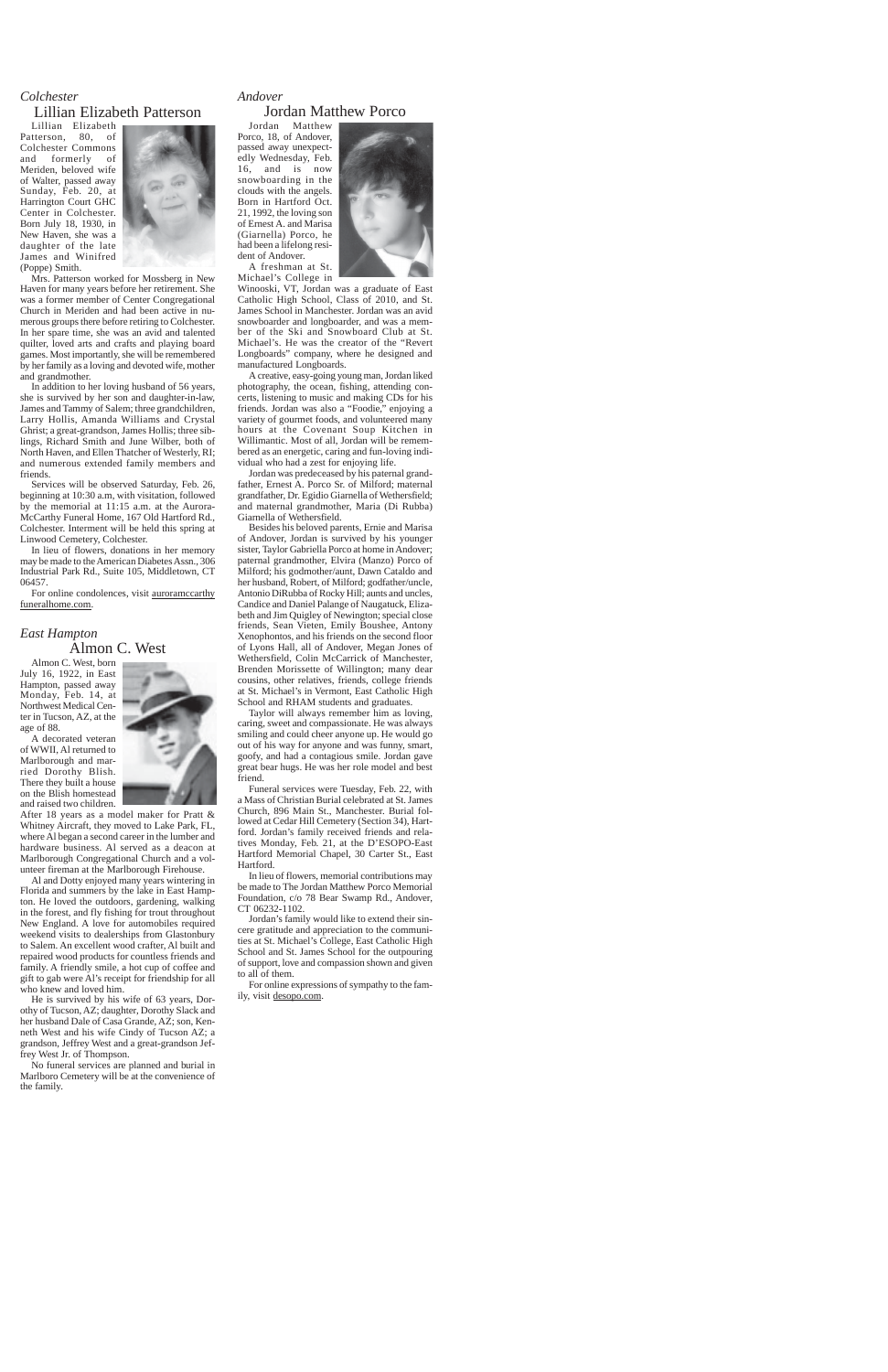*Colchester*

## Lillian Elizabeth Patterson

Lillian Elizabeth Patterson, 80, of Colchester Commons and formerly of Meriden, beloved wife of Walter, passed away Sunday, Feb. 20, at Harrington Court GHC Center in Colchester. Born July 18, 1930, in New Haven, she was a daughter of the late James and Winifred (Poppe) Smith.

Mrs. Patterson worked for Mossberg in New Haven for many years before her retirement. She was a former member of Center Congregational Church in Meriden and had been active in numerous groups there before retiring to Colchester. In her spare time, she was an avid and talented quilter, loved arts and crafts and playing board games. Most importantly, she will be remembered by her family as a loving and devoted wife, mother and grandmother.

In addition to her loving husband of 56 years, she is survived by her son and daughter-in-law, James and Tammy of Salem; three grandchildren, Larry Hollis, Amanda Williams and Crystal Ghrist; a great-grandson, James Hollis; three siblings, Richard Smith and June Wilber, both of North Haven, and Ellen Thatcher of Westerly, RI; and numerous extended family members and friends.

Services will be observed Saturday, Feb. 26, beginning at 10:30 a.m, with visitation, followed by the memorial at 11:15 a.m. at the Aurora-McCarthy Funeral Home, 167 Old Hartford Rd., Colchester. Interment will be held this spring at Linwood Cemetery, Colchester.

In lieu of flowers, donations in her memory may be made to the American Diabetes Assn., 306 Industrial Park Rd., Suite 105, Middletown, CT 06457.

For online condolences, visit auroramccarthyfuneralhome.com.

*East Hampton*

## Almon C. West

Almon C. West, born July 16, 1922, in East Hampton, passed away Monday, Feb. 14, at Northwest Medical Center in Tucson, AZ, at the age of 88.

A decorated veteran of WWII, Al returned to Marlborough and married Dorothy Blish. There they built a house on the Blish homestead and raised two children. After 18 years as a model maker for Pratt & Whitney Aircraft, they moved to Lake Park, FL, where Al began a second career in the lumber and hardware business. Al served as a deacon at Marlborough Congregational Church and a volunteer fireman at the Marlborough Firehouse.

Al and Dotty enjoyed many years wintering in Florida and summers by the lake in East Hampton. He loved the outdoors, gardening, walking in the forest, and fly fishing for trout throughout New England. A love for automobiles required weekend visits to dealerships from Glastonbury to Salem. An excellent wood crafter, Al built and repaired wood products for countless friends and family. A friendly smile, a hot cup of coffee and gift to gab were Al's receipt for friendship for all who knew and loved him.

He is survived by his wife of 63 years, Dorothy of Tucson, AZ; daughter, Dorothy Slack and her husband Dale of Casa Grande, AZ; son, Kenneth West and his wife Cindy of Tucson AZ; a grandson, Jeffrey West and a great-grandson Jeffrey West Jr. of Thompson.

No funeral services are planned and burial in Marlboro Cemetery will be at the convenience of the family.

*Andover*

## Jordan Matthew Porco

Jordan Matthew Porco, 18, of Andover, passed away unexpectedly Wednesday, Feb. 16, and is now snowboarding in the clouds with the angels. Born in Hartford Oct. 21, 1992, the loving son of Ernest A. and Marisa (Giarnella) Porco, he had been a lifelong resident of Andover.

A freshman at St. Michael's College in Winooski, VT, Jordan was a graduate of East Catholic High School, Class of 2010, and St. James School in Manchester. Jordan was an avid snowboarder and longboarder, and was a member of the Ski and Snowboard Club at St. Michael's. He was the creator of the "Revert Longboards" company, where he designed and manufactured Longboards.

A creative, easy-going young man, Jordan liked photography, the ocean, fishing, attending concerts, listening to music and making CDs for his friends. Jordan was also a "Foodie," enjoying a variety of gourmet foods, and volunteered many hours at the Covenant Soup Kitchen in Willimantic. Most of all, Jordan will be remembered as an energetic, caring and fun-loving individual who had a zest for enjoying life.

Jordan was predeceased by his paternal grandfather, Ernest A. Porco Sr. of Milford; maternal grandfather, Dr. Egidio Giarnella of Wethersfield; and maternal grandmother, Maria (Di Rubba) Giarnella of Wethersfield.

Besides his beloved parents, Ernie and Marisa of Andover, Jordan is survived by his younger sister, Taylor Gabriella Porco at home in Andover; paternal grandmother, Elvira (Manzo) Porco of Milford; his godmother/aunt, Dawn Cataldo and her husband, Robert, of Milford; godfather/uncle, Antonio DiRubba of Rocky Hill; aunts and uncles, Candice and Daniel Palange of Naugatuck, Elizabeth and Jim Quigley of Newington; special close friends, Sean Vieten, Emily Boushee, Antony Xenophontos, and his friends on the second floor of Lyons Hall, all of Andover, Megan Jones of Wethersfield, Colin McCarrick of Manchester, Brenden Morissette of Willington; many dear cousins, other relatives, friends, college friends at St. Michael's in Vermont, East Catholic High School and RHAM students and graduates.

Taylor will always remember him as loving, caring, sweet and compassionate. He was always smiling and could cheer anyone up. He would go out of his way for anyone and was funny, smart, goofy, and had a contagious smile. Jordan gave great bear hugs. He was her role model and best friend.

Funeral services were Tuesday, Feb. 22, with a Mass of Christian Burial celebrated at St. James Church, 896 Main St., Manchester. Burial followed at Cedar Hill Cemetery (Section 34), Hartford. Jordan's family received friends and relatives Monday, Feb. 21, at the D'ESOPO-East Hartford Memorial Chapel, 30 Carter St., East Hartford.

In lieu of flowers, memorial contributions may be made to The Jordan Matthew Porco Memorial Foundation, c/o 78 Bear Swamp Rd., Andover, CT 06232-1102.

Jordan's family would like to extend their sincere gratitude and appreciation to the communities at St. Michael's College, East Catholic High School and St. James School for the outpouring of support, love and compassion shown and given to all of them.

For online expressions of sympathy to the family, visit desopo.com.